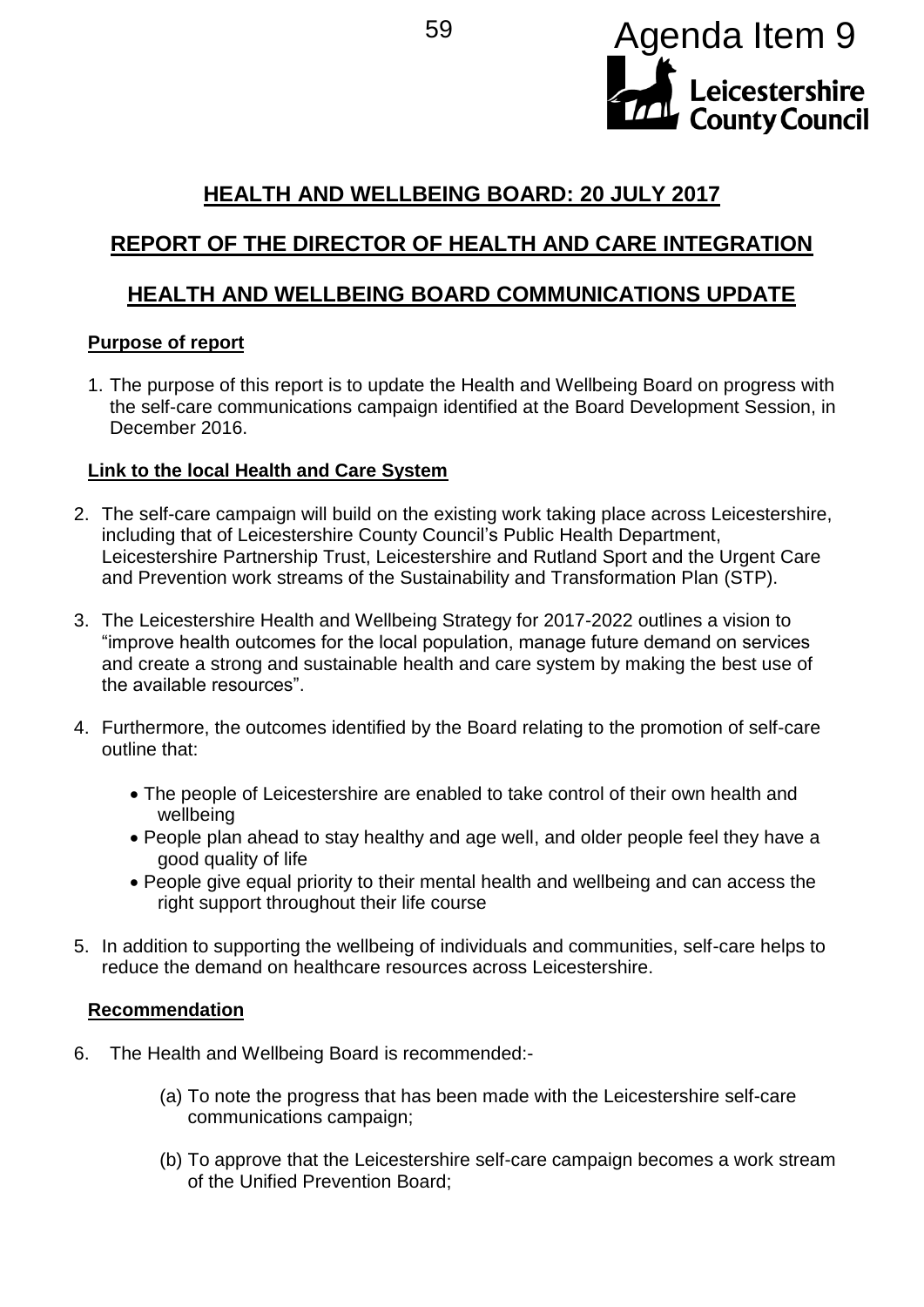Agenda Item 9

Leicestershire County Council

# HEALTH AND WELLBEING BOARD: 20 JULY 2017

# REPORT OF THE DIRECTOR OF HEALTH AND CARE INTEGRATION

# HEALTH AND WELLBEING BOARD COMMUNICATIONS UPDATE

## Purpose of report

1. The purpose of this report is to update the Health and Wellbeing Board on progress with the self-care communications campaign identified at the Board Development Session, in December 2016.

## Link to the local Health and Care System

2. The self-care campaign will build on the existing work taking place across Leicestershire, including that of Leicestershire County Council's Public Health Department, Leicestershire Partnership Trust, Leicestershire and Rutland Sport and the Urgent Care and Prevention work streams of the Sustainability and Transformation Plan (STP).

3. The Leicestershire Health and Wellbeing Strategy for 2017-2022 outlines a vision to "improve health outcomes for the local population, manage future demand on services and create a strong and sustainable health and care system by making the best use of the available resources".

4. Furthermore, the outcomes identified by the Board relating to the promotion of self-care outline that:

   - The people of Leicestershire are enabled to take control of their own health and wellbeing
   - People plan ahead to stay healthy and age well, and older people feel they have a good quality of life
   - People give equal priority to their mental health and wellbeing and can access the right support throughout their life course

5. In addition to supporting the wellbeing of individuals and communities, self-care helps to reduce the demand on healthcare resources across Leicestershire.

## Recommendation

6. The Health and Wellbeing Board is recommended:-

   (a) To note the progress that has been made with the Leicestershire self-care communications campaign;

   (b) To approve that the Leicestershire self-care campaign becomes a work stream of the Unified Prevention Board;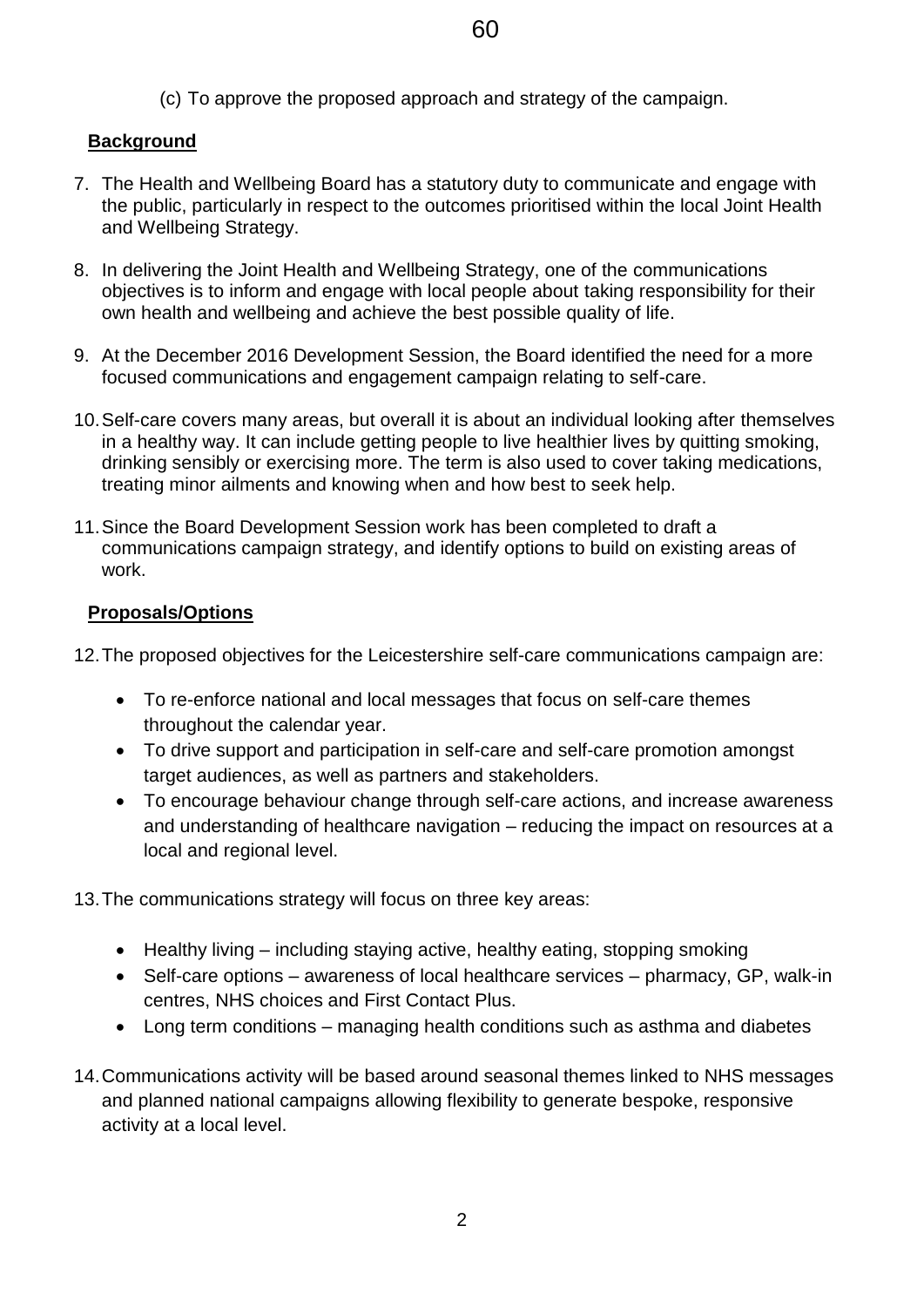(c) To approve the proposed approach and strategy of the campaign.

## Background

7. The Health and Wellbeing Board has a statutory duty to communicate and engage with the public, particularly in respect to the outcomes prioritised within the local Joint Health and Wellbeing Strategy.

8. In delivering the Joint Health and Wellbeing Strategy, one of the communications objectives is to inform and engage with local people about taking responsibility for their own health and wellbeing and achieve the best possible quality of life.

9. At the December 2016 Development Session, the Board identified the need for a more focused communications and engagement campaign relating to self-care.

10. Self-care covers many areas, but overall it is about an individual looking after themselves in a healthy way. It can include getting people to live healthier lives by quitting smoking, drinking sensibly or exercising more. The term is also used to cover taking medications, treating minor ailments and knowing when and how best to seek help.

11. Since the Board Development Session work has been completed to draft a communications campaign strategy, and identify options to build on existing areas of work.

## Proposals/Options

12. The proposed objectives for the Leicestershire self-care communications campaign are:

    - To re-enforce national and local messages that focus on self-care themes throughout the calendar year.
    - To drive support and participation in self-care and self-care promotion amongst target audiences, as well as partners and stakeholders.
    - To encourage behaviour change through self-care actions, and increase awareness and understanding of healthcare navigation – reducing the impact on resources at a local and regional level.

13. The communications strategy will focus on three key areas:

    - Healthy living – including staying active, healthy eating, stopping smoking
    - Self-care options – awareness of local healthcare services – pharmacy, GP, walk-in centres, NHS choices and First Contact Plus.
    - Long term conditions – managing health conditions such as asthma and diabetes

14. Communications activity will be based around seasonal themes linked to NHS messages and planned national campaigns allowing flexibility to generate bespoke, responsive activity at a local level.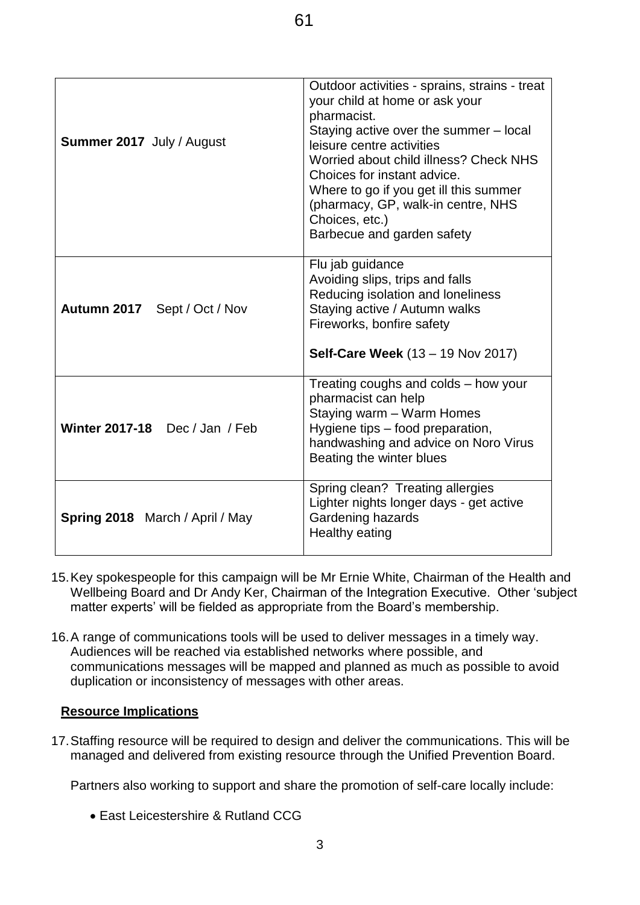| | |
|---|---|
| **Summer 2017** July / August | Outdoor activities - sprains, strains - treat your child at home or ask your pharmacist.<br>Staying active over the summer – local leisure centre activities<br>Worried about child illness? Check NHS Choices for instant advice.<br>Where to go if you get ill this summer (pharmacy, GP, walk-in centre, NHS Choices, etc.)<br>Barbecue and garden safety |
| **Autumn 2017** Sept / Oct / Nov | Flu jab guidance<br>Avoiding slips, trips and falls<br>Reducing isolation and loneliness<br>Staying active / Autumn walks<br>Fireworks, bonfire safety<br><br>**Self-Care Week** (13 – 19 Nov 2017) |
| **Winter 2017-18** Dec / Jan / Feb | Treating coughs and colds – how your pharmacist can help<br>Staying warm – Warm Homes<br>Hygiene tips – food preparation, handwashing and advice on Noro Virus<br>Beating the winter blues |
| **Spring 2018** March / April / May | Spring clean? Treating allergies<br>Lighter nights longer days - get active<br>Gardening hazards<br>Healthy eating |

15. Key spokespeople for this campaign will be Mr Ernie White, Chairman of the Health and Wellbeing Board and Dr Andy Ker, Chairman of the Integration Executive. Other 'subject matter experts' will be fielded as appropriate from the Board's membership.

16. A range of communications tools will be used to deliver messages in a timely way. Audiences will be reached via established networks where possible, and communications messages will be mapped and planned as much as possible to avoid duplication or inconsistency of messages with other areas.

**Resource Implications**

17. Staffing resource will be required to design and deliver the communications. This will be managed and delivered from existing resource through the Unified Prevention Board.

    Partners also working to support and share the promotion of self-care locally include:

    - East Leicestershire & Rutland CCG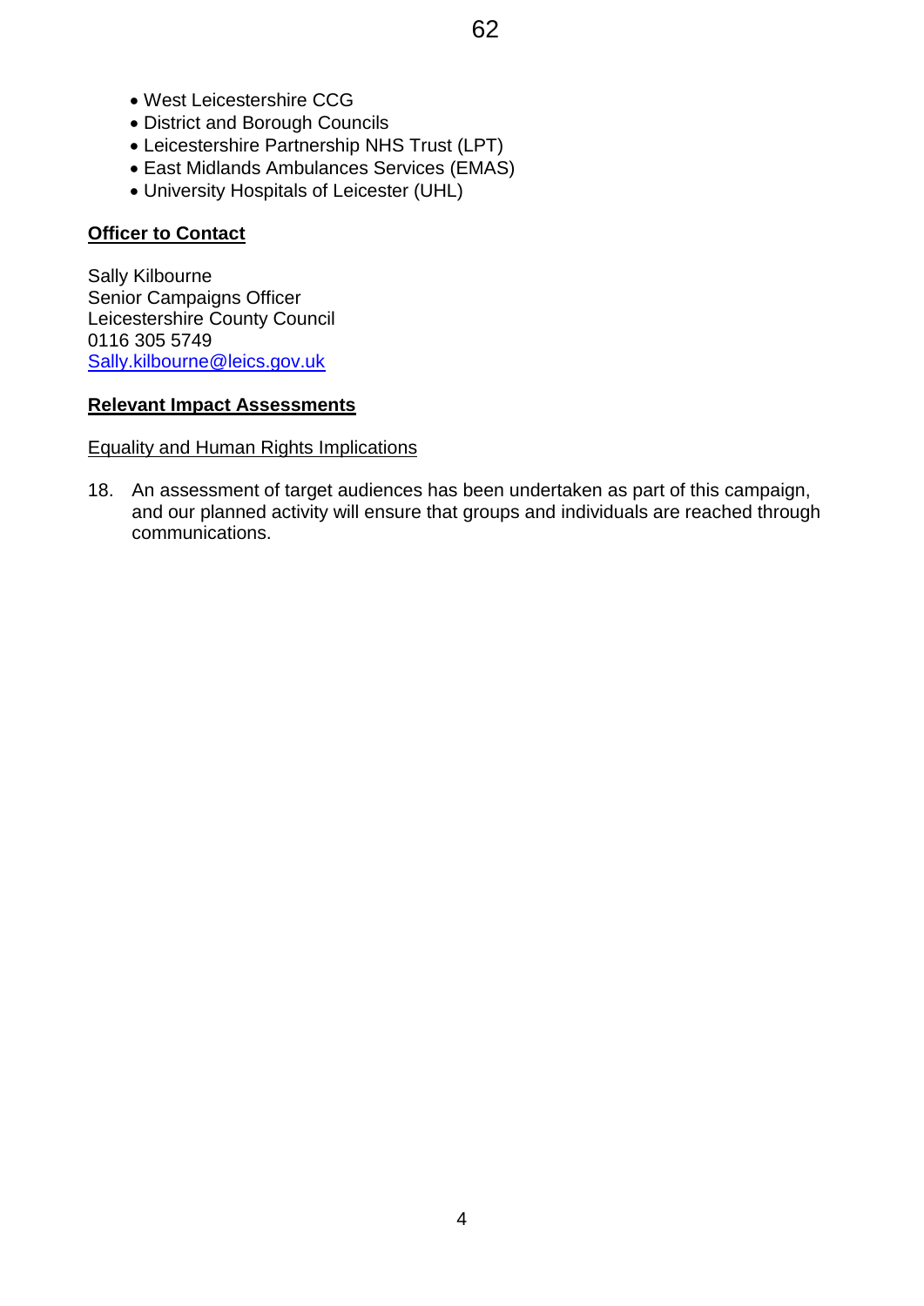- West Leicestershire CCG
- District and Borough Councils
- Leicestershire Partnership NHS Trust (LPT)
- East Midlands Ambulances Services (EMAS)
- University Hospitals of Leicester (UHL)

**Officer to Contact**

Sally Kilbourne
Senior Campaigns Officer
Leicestershire County Council
0116 305 5749
Sally.kilbourne@leics.gov.uk

**Relevant Impact Assessments**

Equality and Human Rights Implications

18. An assessment of target audiences has been undertaken as part of this campaign, and our planned activity will ensure that groups and individuals are reached through communications.